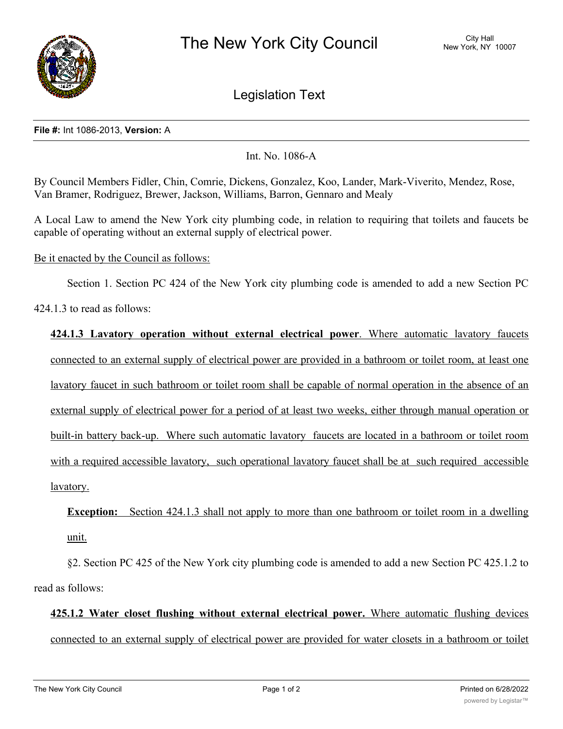# The New York City Council

City Hall
New York, NY 10007

## Legislation Text

**File #:** Int 1086-2013, **Version:** A

Int. No. 1086-A

By Council Members Fidler, Chin, Comrie, Dickens, Gonzalez, Koo, Lander, Mark-Viverito, Mendez, Rose, Van Bramer, Rodriguez, Brewer, Jackson, Williams, Barron, Gennaro and Mealy

A Local Law to amend the New York city plumbing code, in relation to requiring that toilets and faucets be capable of operating without an external supply of electrical power.

Be it enacted by the Council as follows:

Section 1. Section PC 424 of the New York city plumbing code is amended to add a new Section PC 424.1.3 to read as follows:

**424.1.3 Lavatory operation without external electrical power**. Where automatic lavatory faucets connected to an external supply of electrical power are provided in a bathroom or toilet room, at least one lavatory faucet in such bathroom or toilet room shall be capable of normal operation in the absence of an external supply of electrical power for a period of at least two weeks, either through manual operation or built-in battery back-up. Where such automatic lavatory faucets are located in a bathroom or toilet room with a required accessible lavatory, such operational lavatory faucet shall be at such required accessible lavatory.

**Exception:** Section 424.1.3 shall not apply to more than one bathroom or toilet room in a dwelling unit.

§2. Section PC 425 of the New York city plumbing code is amended to add a new Section PC 425.1.2 to read as follows:

**425.1.2 Water closet flushing without external electrical power.** Where automatic flushing devices connected to an external supply of electrical power are provided for water closets in a bathroom or toilet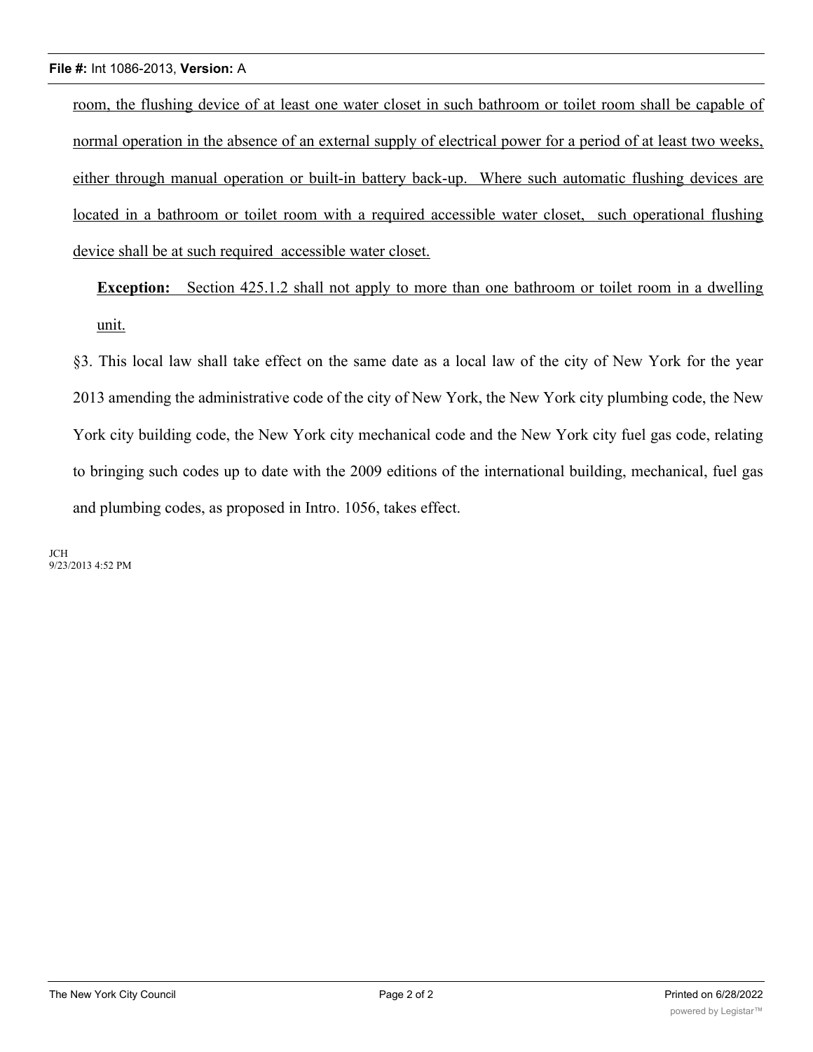room, the flushing device of at least one water closet in such bathroom or toilet room shall be capable of normal operation in the absence of an external supply of electrical power for a period of at least two weeks, either through manual operation or built-in battery back-up. Where such automatic flushing devices are located in a bathroom or toilet room with a required accessible water closet, such operational flushing device shall be at such required accessible water closet.

**Exception:** Section 425.1.2 shall not apply to more than one bathroom or toilet room in a dwelling unit.

§3. This local law shall take effect on the same date as a local law of the city of New York for the year 2013 amending the administrative code of the city of New York, the New York city plumbing code, the New York city building code, the New York city mechanical code and the New York city fuel gas code, relating to bringing such codes up to date with the 2009 editions of the international building, mechanical, fuel gas and plumbing codes, as proposed in Intro. 1056, takes effect.

JCH
9/23/2013 4:52 PM